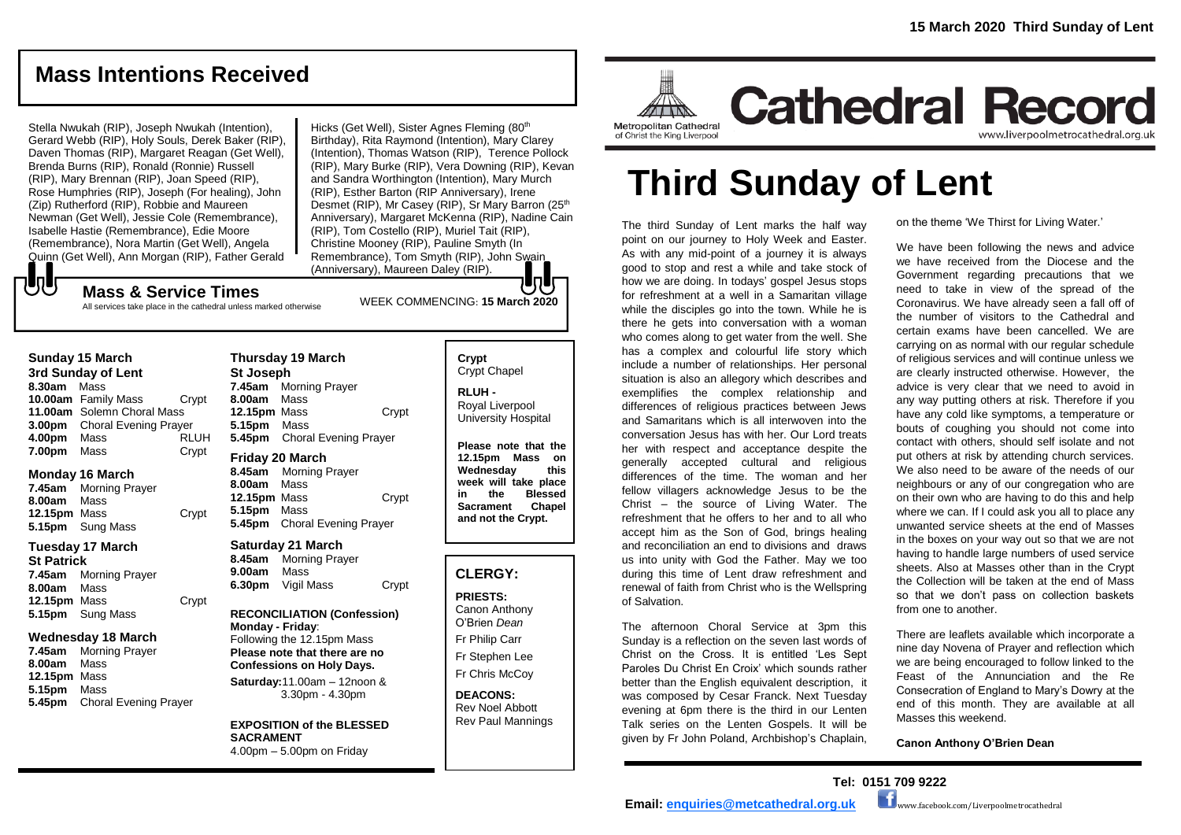# Mass Intentions Received

Stella Nwukah (RIP), Joseph Nwukah (Intention), Gerard Webb (RIP), Holy Souls, Derek Baker (RIP), Daven Thomas (RIP), Margaret Reagan (Get Well), Brenda Burns (RIP), Ronald (Ronnie) Russell (RIP), Mary Brennan (RIP), Joan Speed (RIP), Rose Humphries (RIP), Joseph (For healing), John (Zip) Rutherford (RIP), Robbie and Maureen Newman (Get Well), Jessie Cole (Remembrance), Isabelle Hastie (Remembrance), Edie Moore (Remembrance), Nora Martin (Get Well), Angela Quinn (Get Well), Ann Morgan (RIP), Father Gerald Hicks (Get Well), Sister Agnes Fleming (80th Birthday), Rita Raymond (Intention), Mary Clarey (Intention), Thomas Watson (RIP), Terence Pollock (RIP), Mary Burke (RIP), Vera Downing (RIP), Kevan and Sandra Worthington (Intention), Mary Murch (RIP), Esther Barton (RIP Anniversary), Irene Desmet (RIP), Mr Casey (RIP), Sr Mary Barron (25th Anniversary), Margaret McKenna (RIP), Nadine Cain (RIP), Tom Costello (RIP), Muriel Tait (RIP), Christine Mooney (RIP), Pauline Smyth (In Remembrance), Tom Smyth (RIP), John Swain (Anniversary), Maureen Daley (RIP).

## Mass & Service Times

All services take place in the cathedral unless marked otherwise

WEEK COMMENCING: **15 March 2020**

### Sunday 15 March
**3rd Sunday of Lent**

| | | |
|---|---|---|
| **8.30am** | Mass | |
| **10.00am** | Family Mass | Crypt |
| **11.00am** | Solemn Choral Mass | |
| **3.00pm** | Choral Evening Prayer | |
| **4.00pm** | Mass | RLUH |
| **7.00pm** | Mass | Crypt |

### Monday 16 March

| | | |
|---|---|---|
| **7.45am** | Morning Prayer | |
| **8.00am** | Mass | |
| **12.15pm** | Mass | Crypt |
| **5.15pm** | Sung Mass | |

### Tuesday 17 March
**St Patrick**

| | | |
|---|---|---|
| **7.45am** | Morning Prayer | |
| **8.00am** | Mass | |
| **12.15pm** | Mass | Crypt |
| **5.15pm** | Sung Mass | |

### Wednesday 18 March

| | | |
|---|---|---|
| **7.45am** | Morning Prayer | |
| **8.00am** | Mass | |
| **12.15pm** | Mass | |
| **5.15pm** | Mass | |
| **5.45pm** | Choral Evening Prayer | |

### Thursday 19 March
**St Joseph**

| | | |
|---|---|---|
| **7.45am** | Morning Prayer | |
| **8.00am** | Mass | |
| **12.15pm** | Mass | Crypt |
| **5.15pm** | Mass | |
| **5.45pm** | Choral Evening Prayer | |

### Friday 20 March

| | | |
|---|---|---|
| **8.45am** | Morning Prayer | |
| **8.00am** | Mass | |
| **12.15pm** | Mass | Crypt |
| **5.15pm** | Mass | |
| **5.45pm** | Choral Evening Prayer | |

### Saturday 21 March

| | | |
|---|---|---|
| **8.45am** | Morning Prayer | |
| **9.00am** | Mass | |
| **6.30pm** | Vigil Mass | Crypt |

**RECONCILIATION (Confession)**
**Monday - Friday**: Following the 12.15pm Mass
**Please note that there are no Confessions on Holy Days.**
**Saturday:** 11.00am – 12noon & 3.30pm - 4.30pm

**EXPOSITION of the BLESSED SACRAMENT**
4.00pm – 5.00pm on Friday

**Crypt**
Crypt Chapel

**RLUH -**
Royal Liverpool University Hospital

**Please note that the 12.15pm Mass on Wednesday this week will take place in the Blessed Sacrament Chapel and not the Crypt.**

## CLERGY:

**PRIESTS:**
Canon Anthony O'Brien *Dean*
Fr Philip Carr
Fr Stephen Lee
Fr Chris McCoy

**DEACONS:**
Rev Noel Abbott
Rev Paul Mannings

**15 March 2020 Third Sunday of Lent**

Metropolitan Cathedral of Christ the King Liverpool

# Cathedral Record

www.liverpoolmetrocathedral.org.uk

# Third Sunday of Lent

The third Sunday of Lent marks the half way point on our journey to Holy Week and Easter. As with any mid-point of a journey it is always good to stop and rest a while and take stock of how we are doing. In todays' gospel Jesus stops for refreshment at a well in a Samaritan village while the disciples go into the town. While he is there he gets into conversation with a woman who comes along to get water from the well. She has a complex and colourful life story which include a number of relationships. Her personal situation is also an allegory which describes and exemplifies the complex relationship and differences of religious practices between Jews and Samaritans which is all interwoven into the conversation Jesus has with her. Our Lord treats her with respect and acceptance despite the generally accepted cultural and religious differences of the time. The woman and her fellow villagers acknowledge Jesus to be the Christ – the source of Living Water. The refreshment that he offers to her and to all who accept him as the Son of God, brings healing and reconciliation an end to divisions and draws us into unity with God the Father. May we too during this time of Lent draw refreshment and renewal of faith from Christ who is the Wellspring of Salvation.

The afternoon Choral Service at 3pm this Sunday is a reflection on the seven last words of Christ on the Cross. It is entitled 'Les Sept Paroles Du Christ En Croix' which sounds rather better than the English equivalent description, it was composed by Cesar Franck. Next Tuesday evening at 6pm there is the third in our Lenten Talk series on the Lenten Gospels. It will be given by Fr John Poland, Archbishop's Chaplain, on the theme 'We Thirst for Living Water.'

We have been following the news and advice we have received from the Diocese and the Government regarding precautions that we need to take in view of the spread of the Coronavirus. We have already seen a fall off of the number of visitors to the Cathedral and certain exams have been cancelled. We are carrying on as normal with our regular schedule of religious services and will continue unless we are clearly instructed otherwise. However, the advice is very clear that we need to avoid in any way putting others at risk. Therefore if you have any cold like symptoms, a temperature or bouts of coughing you should not come into contact with others, should self isolate and not put others at risk by attending church services. We also need to be aware of the needs of our neighbours or any of our congregation who are on their own who are having to do this and help where we can. If I could ask you all to place any unwanted service sheets at the end of Masses in the boxes on your way out so that we are not having to handle large numbers of used service sheets. Also at Masses other than in the Crypt the Collection will be taken at the end of Mass so that we don't pass on collection baskets from one to another.

There are leaflets available which incorporate a nine day Novena of Prayer and reflection which we are being encouraged to follow linked to the Feast of the Annunciation and the Re Consecration of England to Mary's Dowry at the end of this month. They are available at all Masses this weekend.

**Canon Anthony O'Brien Dean**

**Tel: 0151 709 9222**

**Email: enquiries@metcathedral.org.uk** www.facebook.com/Liverpoolmetrocathedral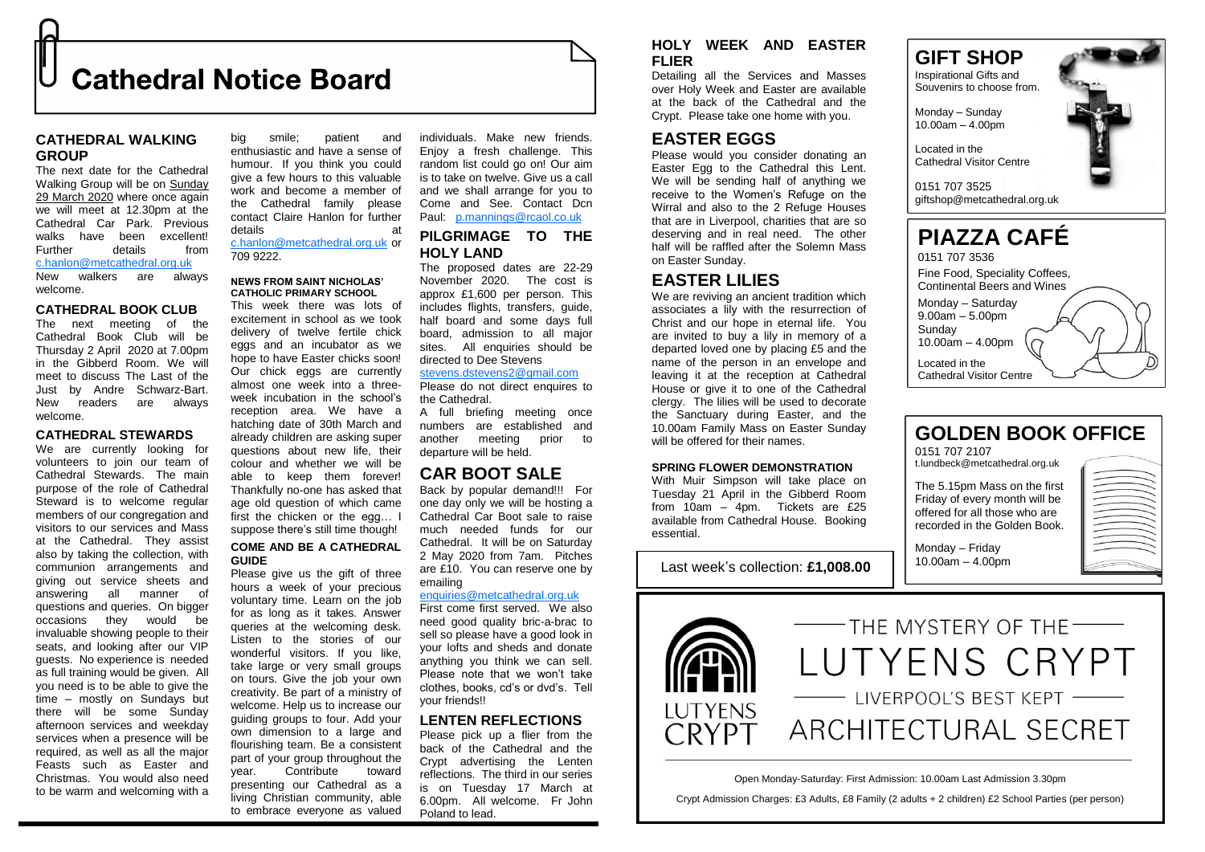# Cathedral Notice Board

## CATHEDRAL WALKING GROUP

The next date for the Cathedral Walking Group will be on Sunday 29 March 2020 where once again we will meet at 12.30pm at the Cathedral Car Park. Previous walks have been excellent! Further details from c.hanlon@metcathedral.org.uk

New walkers are always welcome.

## CATHEDRAL BOOK CLUB

The next meeting of the Cathedral Book Club will be Thursday 2 April 2020 at 7.00pm in the Gibberd Room. We will meet to discuss The Last of the Just by Andre Schwarz-Bart. New readers are always welcome.

## CATHEDRAL STEWARDS

We are currently looking for volunteers to join our team of Cathedral Stewards. The main purpose of the role of Cathedral Steward is to welcome regular members of our congregation and visitors to our services and Mass at the Cathedral. They assist also by taking the collection, with communion arrangements and giving out service sheets and answering all manner of questions and queries. On bigger occasions they would be invaluable showing people to their seats, and looking after our VIP guests. No experience is needed as full training would be given. All you need is to be able to give the time – mostly on Sundays but there will be some Sunday afternoon services and weekday services when a presence will be required, as well as all the major Feasts such as Easter and Christmas. You would also need to be warm and welcoming with a big smile; patient and enthusiastic and have a sense of humour. If you think you could give a few hours to this valuable work and become a member of the Cathedral family please contact Claire Hanlon for further details at c.hanlon@metcathedral.org.uk or 709 9222.

### NEWS FROM SAINT NICHOLAS' CATHOLIC PRIMARY SCHOOL

This week there was lots of excitement in school as we took delivery of twelve fertile chick eggs and an incubator as we hope to have Easter chicks soon! Our chick eggs are currently almost one week into a three-week incubation in the school's reception area. We have a hatching date of 30th March and already children are asking super questions about new life, their colour and whether we will be able to keep them forever! Thankfully no-one has asked that age old question of which came first the chicken or the egg… I suppose there's still time though!

## COME AND BE A CATHEDRAL GUIDE

Please give us the gift of three hours a week of your precious voluntary time. Learn on the job for as long as it takes. Answer queries at the welcoming desk. Listen to the stories of our wonderful visitors. If you like, take large or very small groups on tours. Give the job your own creativity. Be part of a ministry of welcome. Help us to increase our guiding groups to four. Add your own dimension to a large and flourishing team. Be a consistent part of your group throughout the year. Contribute toward presenting our Cathedral as a living Christian community, able to embrace everyone as valued individuals. Make new friends. Enjoy a fresh challenge. This random list could go on! Our aim is to take on twelve. Give us a call and we shall arrange for you to Come and See. Contact Dcn Paul: p.mannings@rcaol.co.uk

## PILGRIMAGE TO THE HOLY LAND

The proposed dates are 22-29 November 2020. The cost is approx £1,600 per person. This includes flights, transfers, guide, half board and some days full board, admission to all major sites. All enquiries should be directed to Dee Stevens stevens.dstevens2@gmail.com

Please do not direct enquires to the Cathedral.

A full briefing meeting once numbers are established and another meeting prior to departure will be held.

## CAR BOOT SALE

Back by popular demand!!! For one day only we will be hosting a Cathedral Car Boot sale to raise much needed funds for our Cathedral. It will be on Saturday 2 May 2020 from 7am. Pitches are £10. You can reserve one by emailing enquiries@metcathedral.org.uk

First come first served. We also need good quality bric-a-brac to sell so please have a good look in your lofts and sheds and donate anything you think we can sell. Please note that we won't take clothes, books, cd's or dvd's. Tell your friends!!

## LENTEN REFLECTIONS

Please pick up a flier from the back of the Cathedral and the Crypt advertising the Lenten reflections. The third in our series is on Tuesday 17 March at 6.00pm. All welcome. Fr John Poland to lead.

## HOLY WEEK AND EASTER FLIER

Detailing all the Services and Masses over Holy Week and Easter are available at the back of the Cathedral and the Crypt. Please take one home with you.

## EASTER EGGS

Please would you consider donating an Easter Egg to the Cathedral this Lent. We will be sending half of anything we receive to the Women's Refuge on the Wirral and also to the 2 Refuge Houses that are in Liverpool, charities that are so deserving and in real need. The other half will be raffled after the Solemn Mass on Easter Sunday.

## EASTER LILIES

We are reviving an ancient tradition which associates a lily with the resurrection of Christ and our hope in eternal life. You are invited to buy a lily in memory of a departed loved one by placing £5 and the name of the person in an envelope and leaving it at the reception at Cathedral House or give it to one of the Cathedral clergy. The lilies will be used to decorate the Sanctuary during Easter, and the 10.00am Family Mass on Easter Sunday will be offered for their names.

### SPRING FLOWER DEMONSTRATION

With Muir Simpson will take place on Tuesday 21 April in the Gibberd Room from 10am – 4pm. Tickets are £25 available from Cathedral House. Booking essential.

Last week's collection: **£1,008.00**

## GIFT SHOP

Inspirational Gifts and Souvenirs to choose from.

Monday – Sunday
10.00am – 4.00pm

Located in the Cathedral Visitor Centre

0151 707 3525
giftshop@metcathedral.org.uk

## PIAZZA CAFÉ

0151 707 3536

Fine Food, Speciality Coffees, Continental Beers and Wines

Monday – Saturday
9.00am – 5.00pm
Sunday
10.00am – 4.00pm

Located in the Cathedral Visitor Centre

## GOLDEN BOOK OFFICE

0151 707 2107
t.lundbeck@metcathedral.org.uk

The 5.15pm Mass on the first Friday of every month will be offered for all those who are recorded in the Golden Book.

Monday – Friday
10.00am – 4.00pm

LUTYENS CRYPT

THE MYSTERY OF THE LUTYENS CRYPT

LIVERPOOL'S BEST KEPT ARCHITECTURAL SECRET

Open Monday-Saturday: First Admission: 10.00am Last Admission 3.30pm

Crypt Admission Charges: £3 Adults, £8 Family (2 adults + 2 children) £2 School Parties (per person)